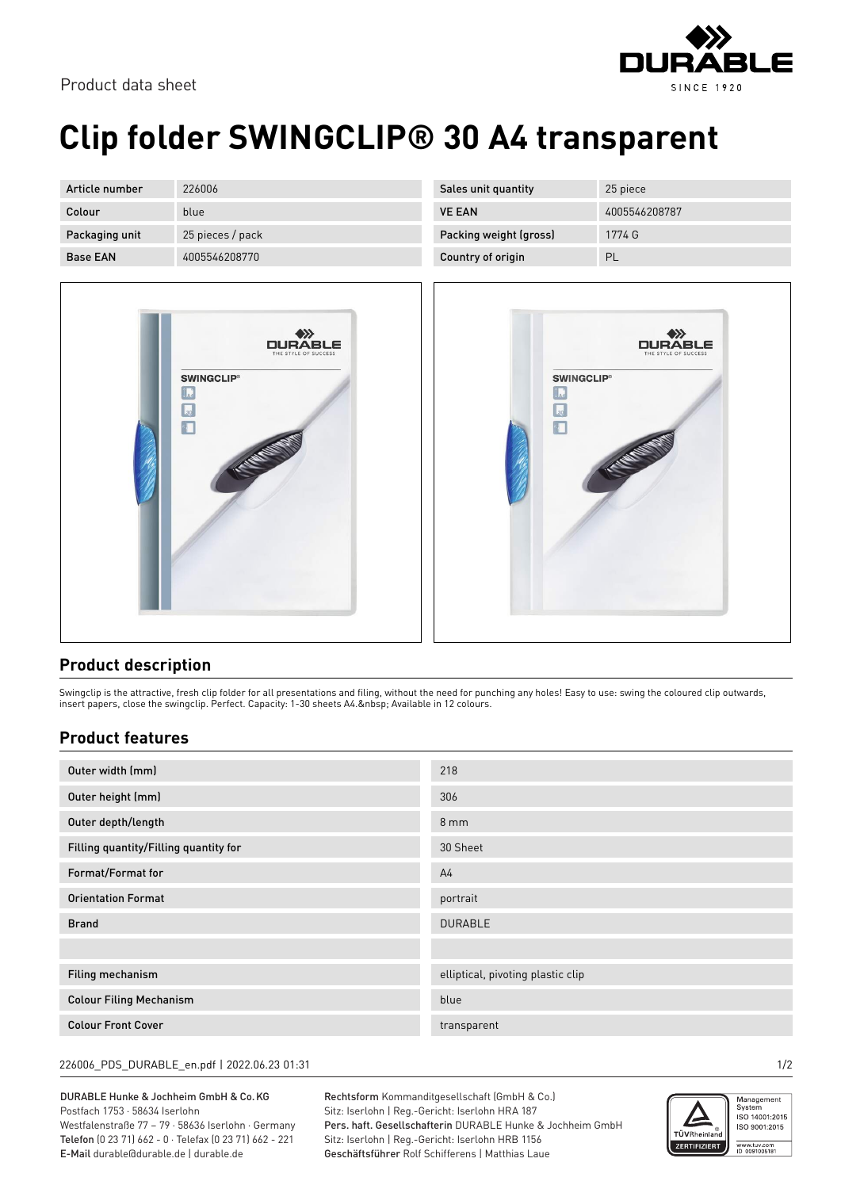Product data sheet

# Clip folder SWINGCLIP® 30 A4 transparent

| Article number | 226006 | Sales unit quantity | 25 piece |
| --- | --- | --- | --- |
| Colour | blue | VE EAN | 4005546208787 |
| Packaging unit | 25 pieces / pack | Packing weight (gross) | 1774 G |
| Base EAN | 4005546208770 | Country of origin | PL |

## Product description

Swingclip is the attractive, fresh clip folder for all presentations and filing, without the need for punching any holes! Easy to use: swing the coloured clip outwards, insert papers, close the swingclip. Perfect. Capacity: 1-30 sheets A4.&nbsp; Available in 12 colours.

## Product features

| | |
| --- | --- |
| Outer width (mm) | 218 |
| Outer height (mm) | 306 |
| Outer depth/length | 8 mm |
| Filling quantity/Filling quantity for | 30 Sheet |
| Format/Format for | A4 |
| Orientation Format | portrait |
| Brand | DURABLE |
| | |
| Filing mechanism | elliptical, pivoting plastic clip |
| Colour Filing Mechanism | blue |
| Colour Front Cover | transparent |

226006_PDS_DURABLE_en.pdf | 2022.06.23 01:31

DURABLE Hunke & Jochheim GmbH & Co.KG
Postfach 1753 · 58634 Iserlohn
Westfalenstraße 77 – 79 · 58636 Iserlohn · Germany
**Telefon** (0 23 71) 662 - 0 · Telefax (0 23 71) 662 - 221
**E-Mail** durable@durable.de | durable.de

**Rechtsform** Kommanditgesellschaft (GmbH & Co.)
Sitz: Iserlohn | Reg.-Gericht: Iserlohn HRA 187
**Pers. haft. Gesellschafterin** DURABLE Hunke & Jochheim GmbH
Sitz: Iserlohn | Reg.-Gericht: Iserlohn HRB 1156
**Geschäftsführer** Rolf Schifferens | Matthias Laue

Management System ISO 14001:2015 ISO 9001:2015
www.tuv.com ID 0091005181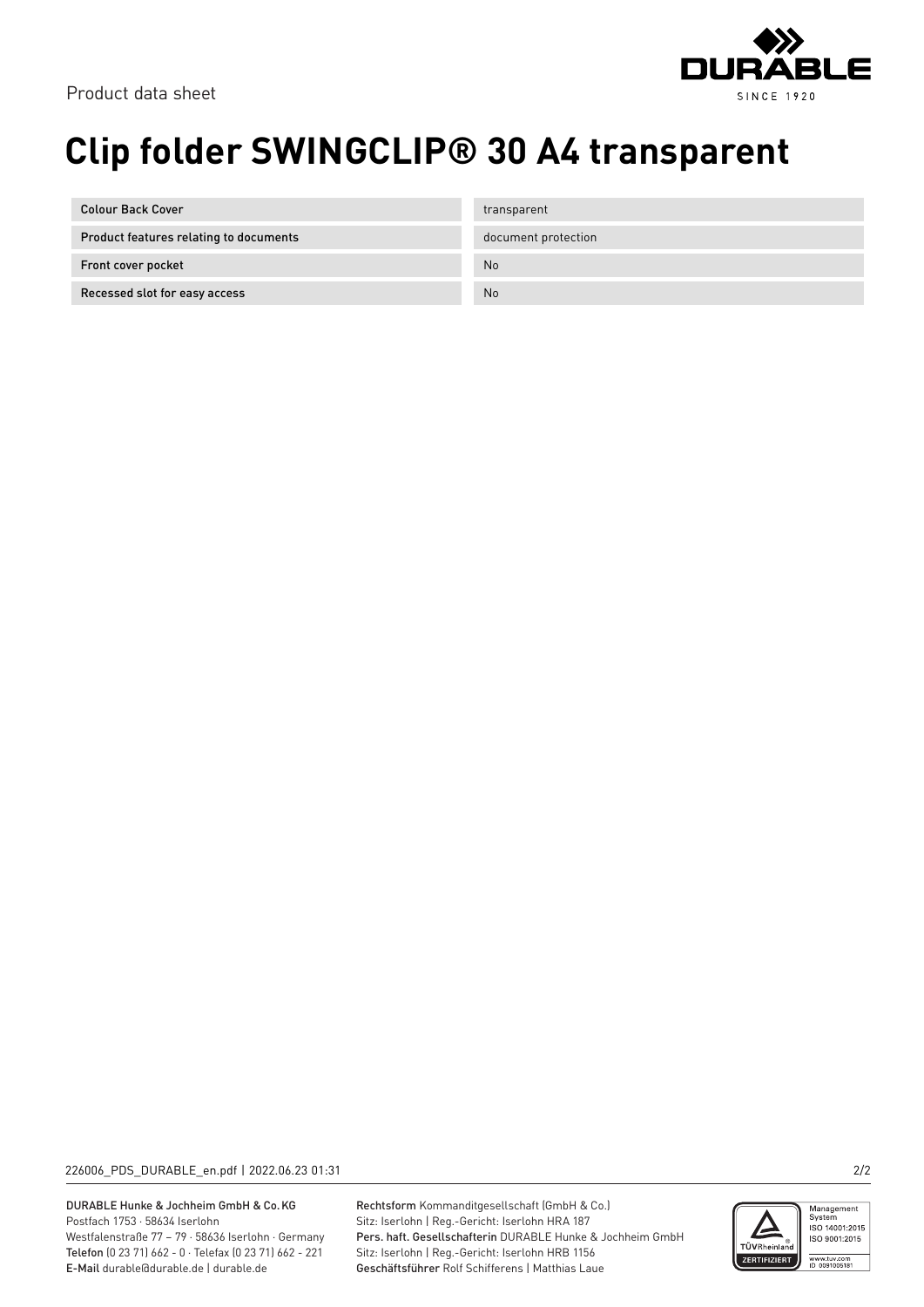# Clip folder SWINGCLIP® 30 A4 transparent

| | |
|---|---|
| Colour Back Cover | transparent |
| Product features relating to documents | document protection |
| Front cover pocket | No |
| Recessed slot for easy access | No |